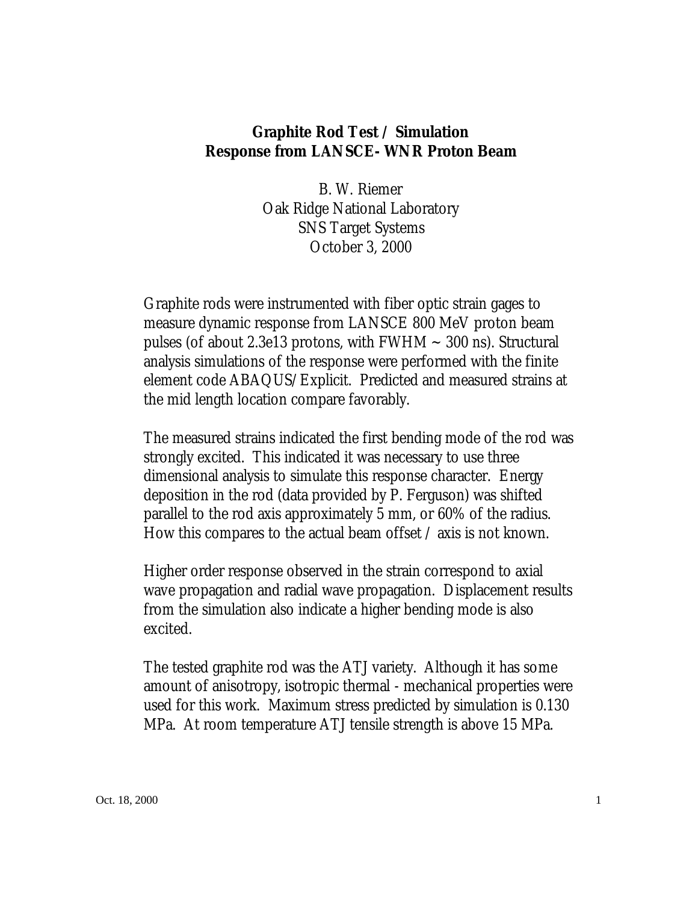# Graphite Rod Test / Simulation Response from LANSCE- WNR Proton Beam

B. W. Riemer
Oak Ridge National Laboratory
SNS Target Systems
October 3, 2000

Graphite rods were instrumented with fiber optic strain gages to measure dynamic response from LANSCE 800 MeV proton beam pulses (of about 2.3e13 protons, with FWHM ~ 300 ns). Structural analysis simulations of the response were performed with the finite element code ABAQUS/Explicit. Predicted and measured strains at the mid length location compare favorably.

The measured strains indicated the first bending mode of the rod was strongly excited. This indicated it was necessary to use three dimensional analysis to simulate this response character. Energy deposition in the rod (data provided by P. Ferguson) was shifted parallel to the rod axis approximately 5 mm, or 60% of the radius. How this compares to the actual beam offset / axis is not known.

Higher order response observed in the strain correspond to axial wave propagation and radial wave propagation. Displacement results from the simulation also indicate a higher bending mode is also excited.

The tested graphite rod was the ATJ variety. Although it has some amount of anisotropy, isotropic thermal - mechanical properties were used for this work. Maximum stress predicted by simulation is 0.130 MPa. At room temperature ATJ tensile strength is above 15 MPa.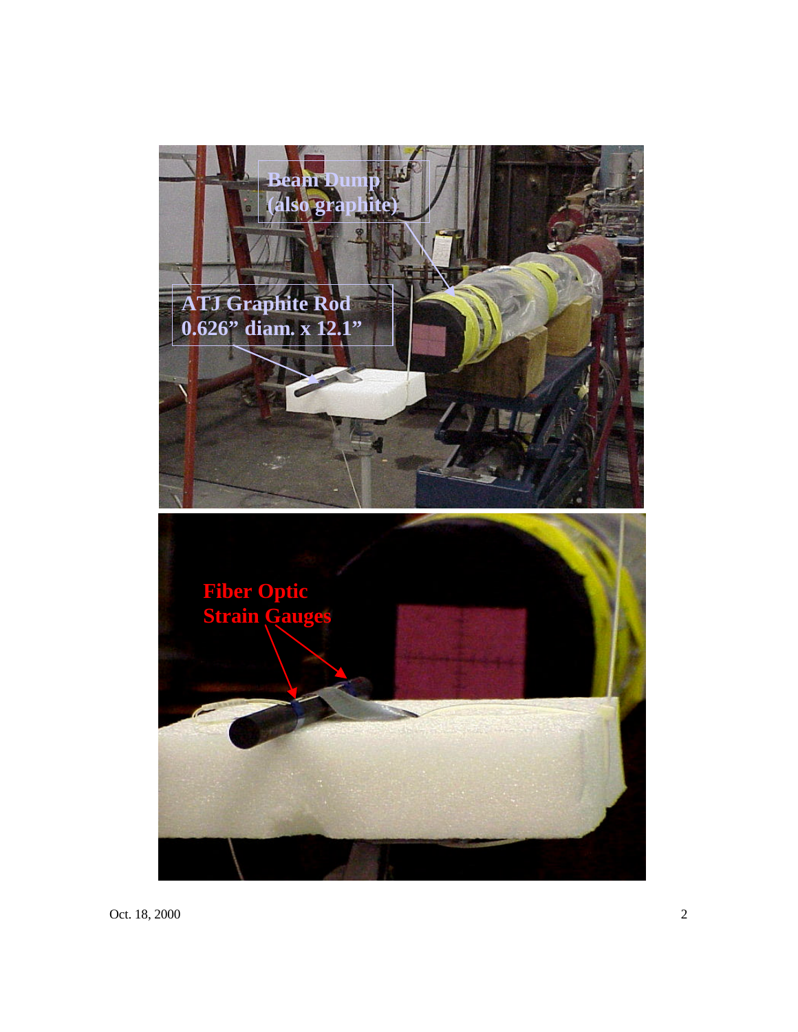Beam Dump
(also graphite)

ATJ Graphite Rod
0.626" diam. x 12.1"

Fiber Optic
Strain Gauges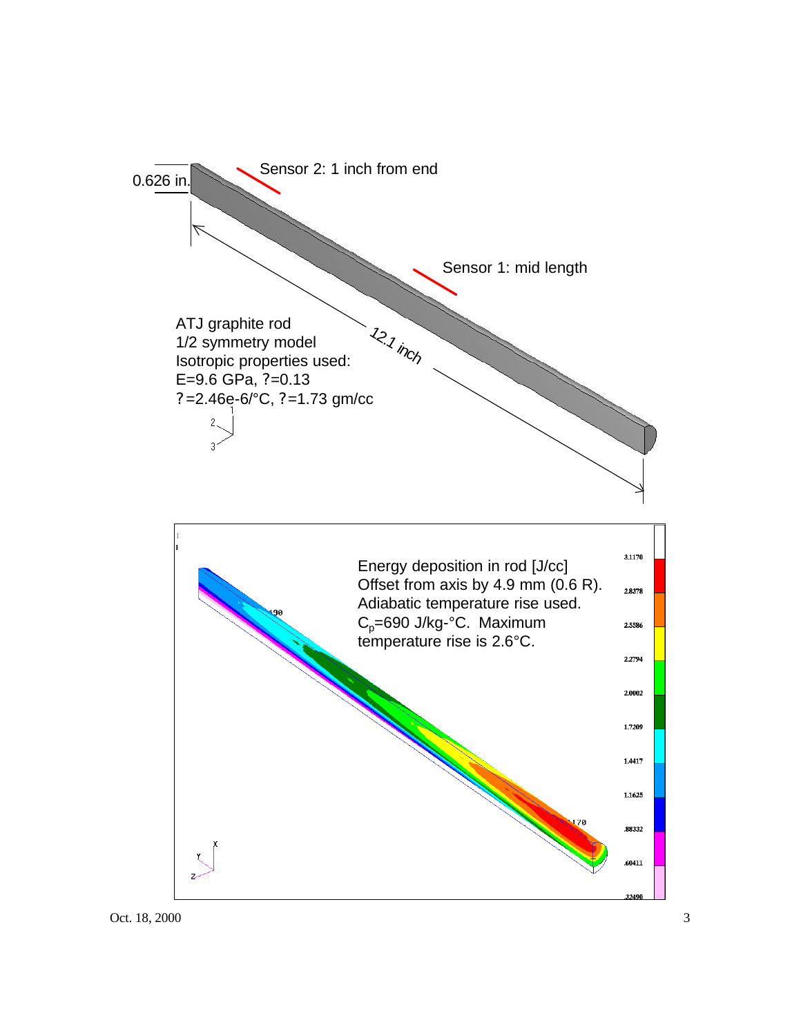0.626 in.

Sensor 2: 1 inch from end

Sensor 1: mid length

12.1 inch

ATJ graphite rod
1/2 symmetry model
Isotropic properties used:
E=9.6 GPa, ?=0.13
?=2.46e-6/°C, ?=1.73 gm/cc

Energy deposition in rod [J/cc]
Offset from axis by 4.9 mm (0.6 R).
Adiabatic temperature rise used.
$C_p$=690 J/kg-°C. Maximum temperature rise is 2.6°C.

| |
|---|
| 3.1170 |
| 2.8378 |
| 2.5586 |
| 2.2794 |
| 2.0002 |
| 1.7209 |
| 1.4417 |
| 1.1625 |
| .88332 |
| .60411 |
| .32490 |

Oct. 18, 2000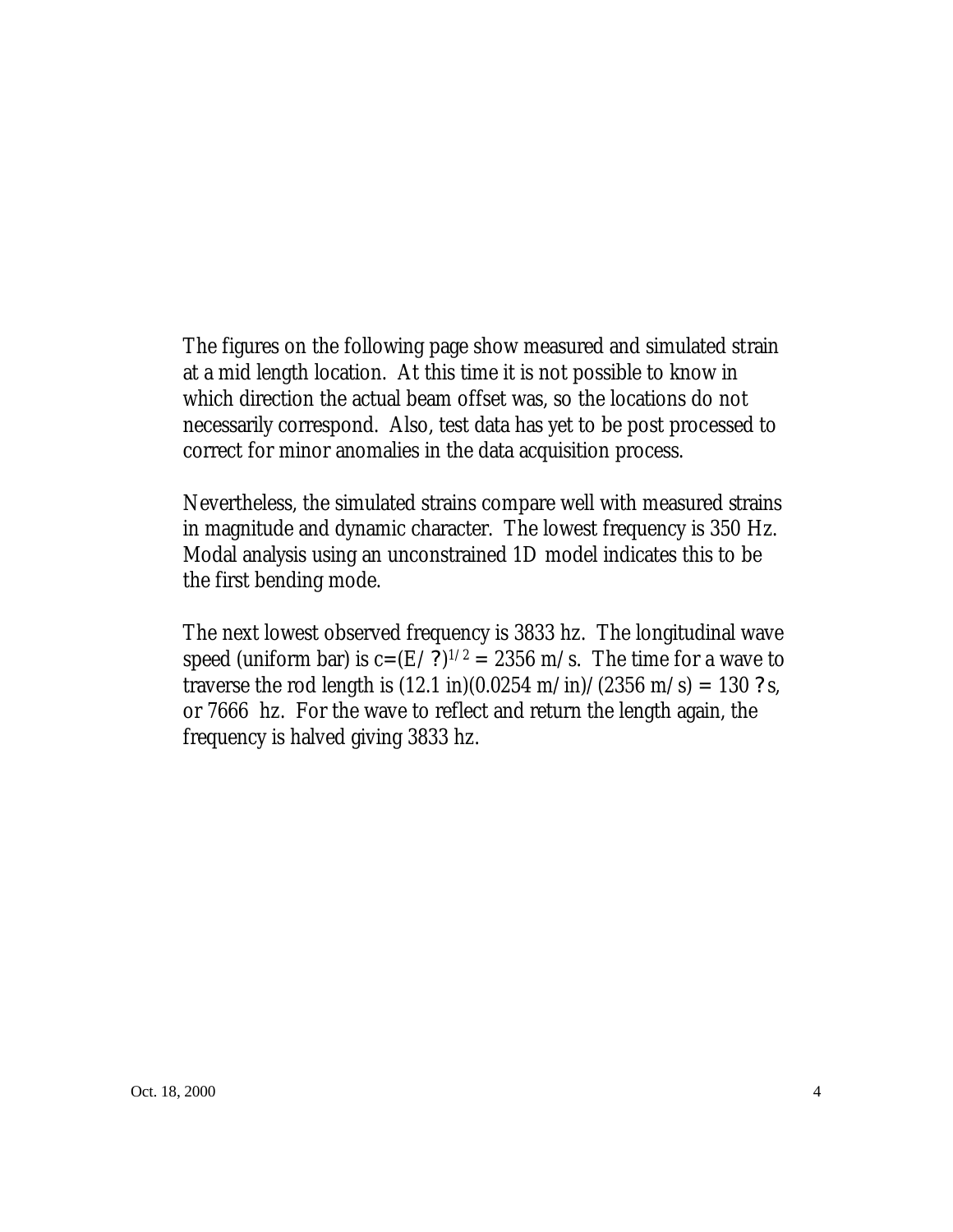The figures on the following page show measured and simulated strain at a mid length location. At this time it is not possible to know in which direction the actual beam offset was, so the locations do not necessarily correspond. Also, test data has yet to be post processed to correct for minor anomalies in the data acquisition process.

Nevertheless, the simulated strains compare well with measured strains in magnitude and dynamic character. The lowest frequency is 350 Hz. Modal analysis using an unconstrained 1D model indicates this to be the first bending mode.

The next lowest observed frequency is 3833 hz. The longitudinal wave speed (uniform bar) is $c=(E/?)^{1/2}$ = 2356 m/s. The time for a wave to traverse the rod length is (12.1 in)(0.0254 m/in)/(2356 m/s) = 130 ?s, or 7666 hz. For the wave to reflect and return the length again, the frequency is halved giving 3833 hz.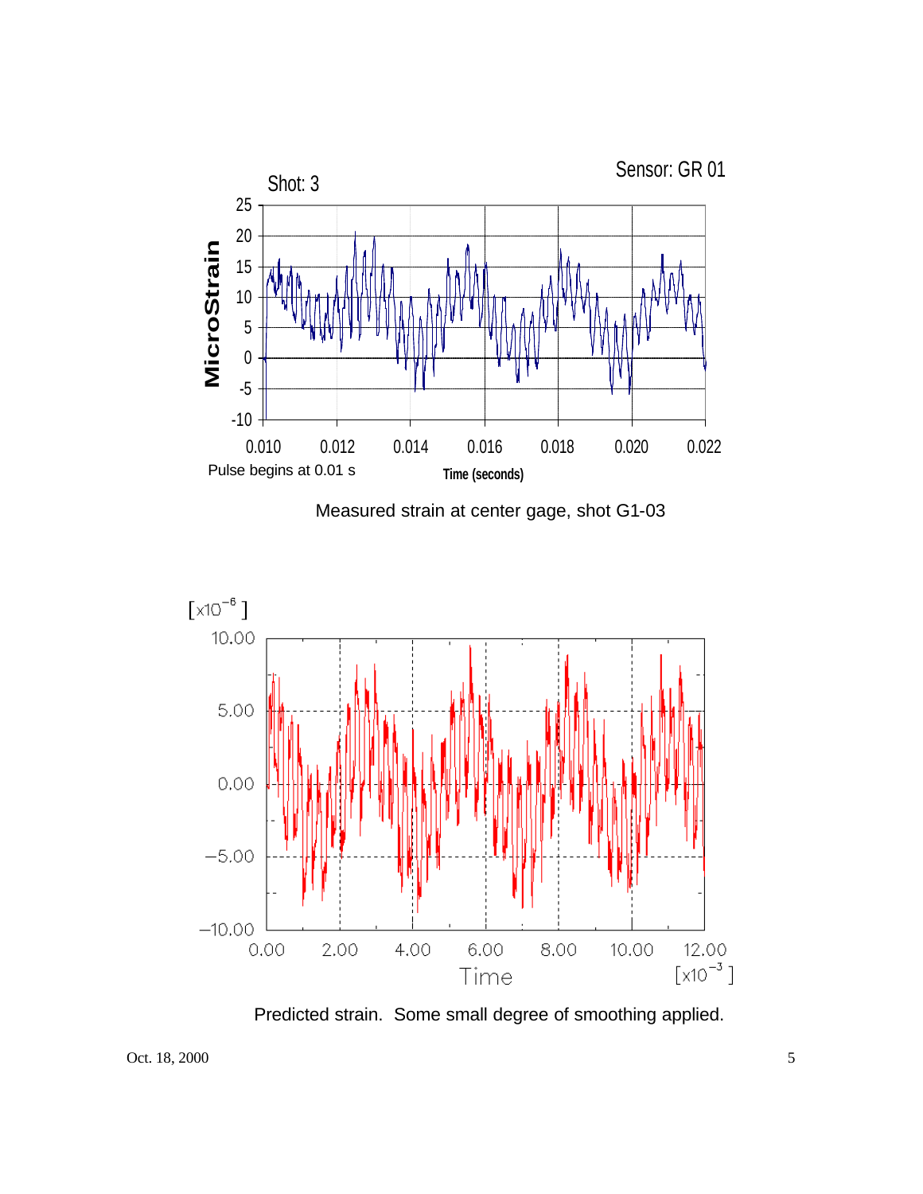Measured strain at center gage, shot G1-03

Predicted strain. Some small degree of smoothing applied.

Oct. 18, 2000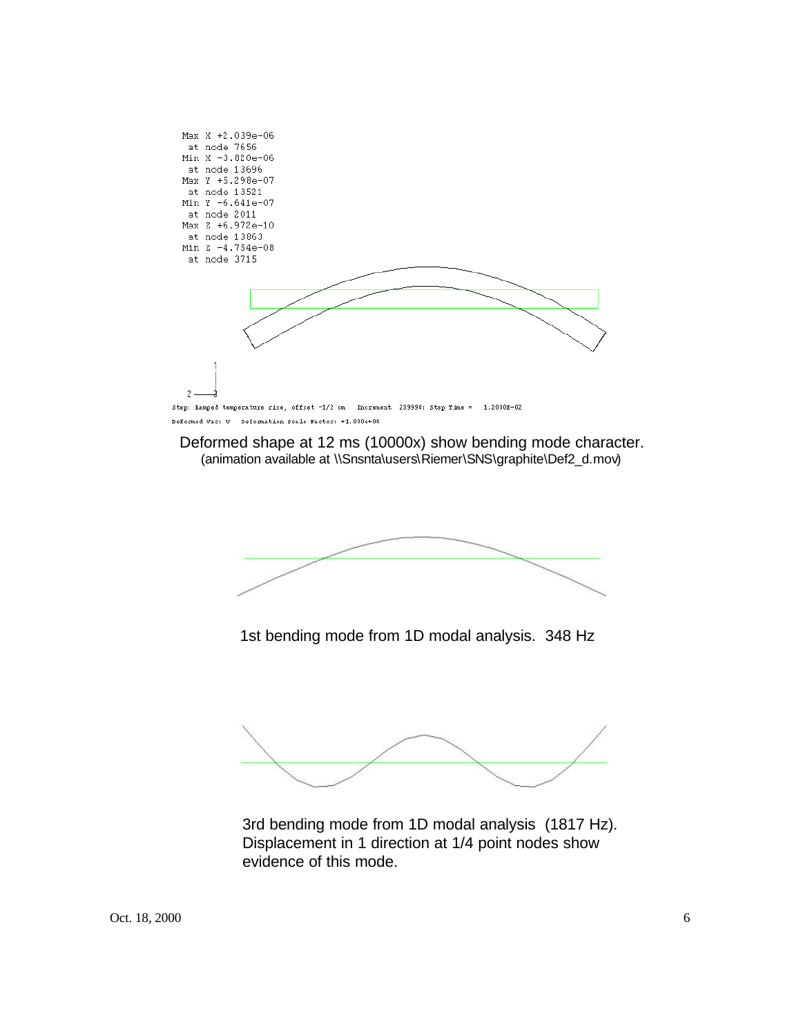Max X +2.039e-06
at node 7656
Min X -3.820e-06
at node 13696
Max Y +5.298e-07
at node 13521
Min Y -6.641e-07
at node 2011
Max Z +6.972e-10
at node 13863
Min Z -4.754e-08
at node 3715

Step: Ramped temperature rise, offset ~1/2 cm Increment 239998: Step Time = 1.2000E-02

Deformed Var: U Deformation Scale Factor: +1.000e+04

Deformed shape at 12 ms (10000x) show bending mode character.
(animation available at \\Snsnta\users\Riemer\SNS\graphite\Def2_d.mov)

1st bending mode from 1D modal analysis. 348 Hz

3rd bending mode from 1D modal analysis (1817 Hz).
Displacement in 1 direction at 1/4 point nodes show evidence of this mode.

Oct. 18, 2000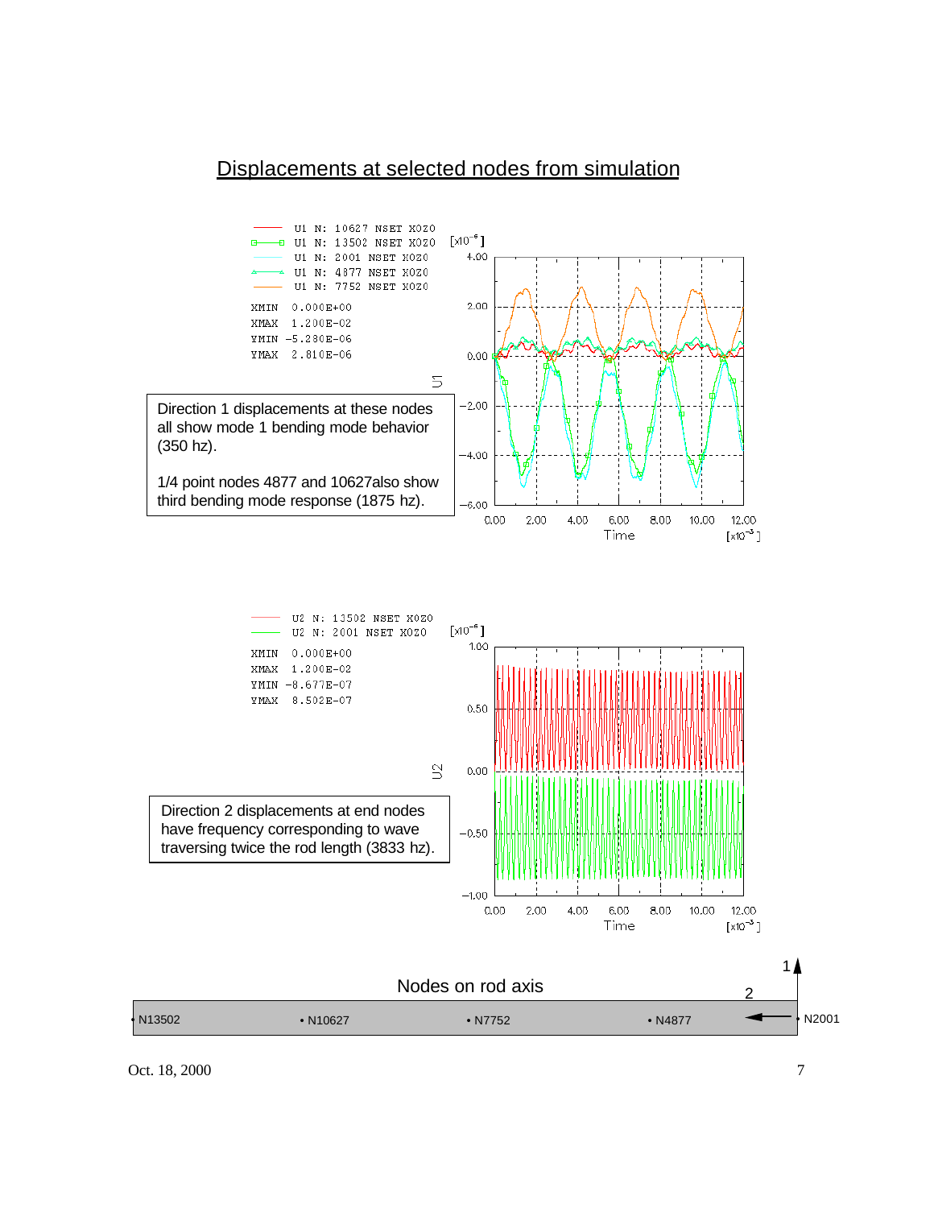## Displacements at selected nodes from simulation

U1 N: 10627 NSET X0Z0
U1 N: 13502 NSET X0Z0
U1 N: 2001 NSET X0Z0
U1 N: 4877 NSET X0Z0
U1 N: 7752 NSET X0Z0

XMIN 0.000E+00
XMAX 1.200E-02
YMIN -5.280E-06
YMAX 2.810E-06

[x10⁻⁶]
4.00
2.00
0.00
-2.00
-4.00
-6.00

U1

0.00 2.00 4.00 6.00 8.00 10.00 12.00
Time [x10⁻³]

Direction 1 displacements at these nodes all show mode 1 bending mode behavior (350 hz).

1/4 point nodes 4877 and 10627also show third bending mode response (1875 hz).

U2 N: 13502 NSET X0Z0
U2 N: 2001 NSET X0Z0

XMIN 0.000E+00
XMAX 1.200E-02
YMIN -8.677E-07
YMAX 8.502E-07

[x10⁻⁶]
1.00
0.50
0.00
-0.50
-1.00

U2

0.00 2.00 4.00 6.00 8.00 10.00 12.00
Time [x10⁻³]

Direction 2 displacements at end nodes have frequency corresponding to wave traversing twice the rod length (3833 hz).

Nodes on rod axis

N13502 • N10627 • N7752 • N4877 • N2001

1
2

Oct. 18, 2000